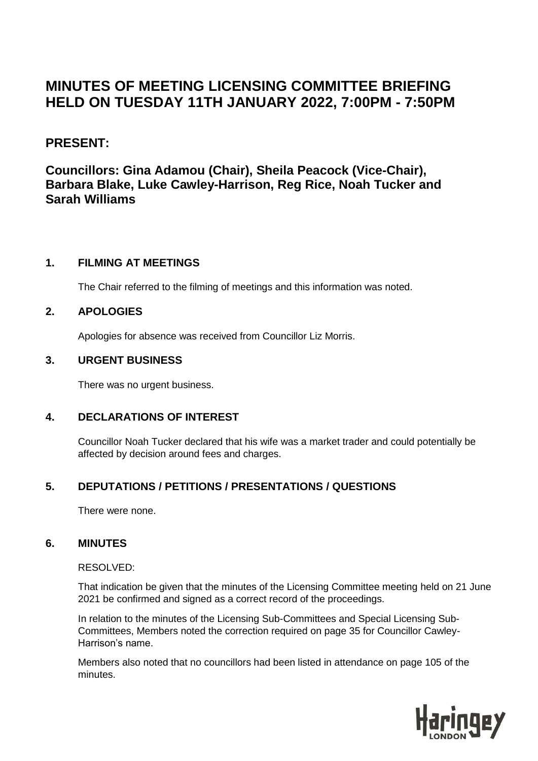# MINUTES OF MEETING LICENSING COMMITTEE BRIEFING HELD ON TUESDAY 11TH JANUARY 2022, 7:00PM - 7:50PM

## PRESENT:

## Councillors: Gina Adamou (Chair), Sheila Peacock (Vice-Chair), Barbara Blake, Luke Cawley-Harrison, Reg Rice, Noah Tucker and Sarah Williams

### 1. FILMING AT MEETINGS

The Chair referred to the filming of meetings and this information was noted.

### 2. APOLOGIES

Apologies for absence was received from Councillor Liz Morris.

### 3. URGENT BUSINESS

There was no urgent business.

### 4. DECLARATIONS OF INTEREST

Councillor Noah Tucker declared that his wife was a market trader and could potentially be affected by decision around fees and charges.

### 5. DEPUTATIONS / PETITIONS / PRESENTATIONS / QUESTIONS

There were none.

### 6. MINUTES

RESOLVED:

That indication be given that the minutes of the Licensing Committee meeting held on 21 June 2021 be confirmed and signed as a correct record of the proceedings.

In relation to the minutes of the Licensing Sub-Committees and Special Licensing Sub-Committees, Members noted the correction required on page 35 for Councillor Cawley-Harrison's name.

Members also noted that no councillors had been listed in attendance on page 105 of the minutes.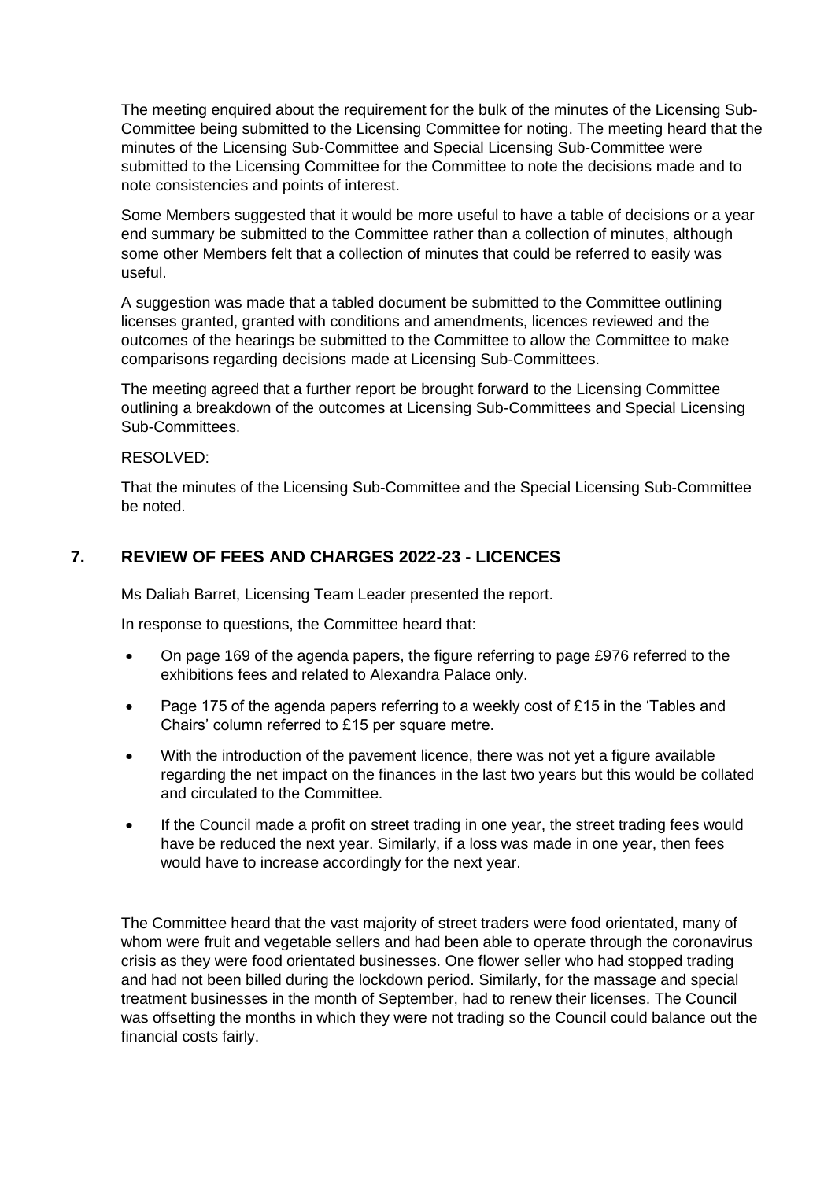The meeting enquired about the requirement for the bulk of the minutes of the Licensing Sub-Committee being submitted to the Licensing Committee for noting. The meeting heard that the minutes of the Licensing Sub-Committee and Special Licensing Sub-Committee were submitted to the Licensing Committee for the Committee to note the decisions made and to note consistencies and points of interest.

Some Members suggested that it would be more useful to have a table of decisions or a year end summary be submitted to the Committee rather than a collection of minutes, although some other Members felt that a collection of minutes that could be referred to easily was useful.

A suggestion was made that a tabled document be submitted to the Committee outlining licenses granted, granted with conditions and amendments, licences reviewed and the outcomes of the hearings be submitted to the Committee to allow the Committee to make comparisons regarding decisions made at Licensing Sub-Committees.

The meeting agreed that a further report be brought forward to the Licensing Committee outlining a breakdown of the outcomes at Licensing Sub-Committees and Special Licensing Sub-Committees.

RESOLVED:

That the minutes of the Licensing Sub-Committee and the Special Licensing Sub-Committee be noted.

## 7. REVIEW OF FEES AND CHARGES 2022-23 - LICENCES

Ms Daliah Barret, Licensing Team Leader presented the report.

In response to questions, the Committee heard that:

- On page 169 of the agenda papers, the figure referring to page £976 referred to the exhibitions fees and related to Alexandra Palace only.
- Page 175 of the agenda papers referring to a weekly cost of £15 in the 'Tables and Chairs' column referred to £15 per square metre.
- With the introduction of the pavement licence, there was not yet a figure available regarding the net impact on the finances in the last two years but this would be collated and circulated to the Committee.
- If the Council made a profit on street trading in one year, the street trading fees would have be reduced the next year. Similarly, if a loss was made in one year, then fees would have to increase accordingly for the next year.

The Committee heard that the vast majority of street traders were food orientated, many of whom were fruit and vegetable sellers and had been able to operate through the coronavirus crisis as they were food orientated businesses. One flower seller who had stopped trading and had not been billed during the lockdown period. Similarly, for the massage and special treatment businesses in the month of September, had to renew their licenses. The Council was offsetting the months in which they were not trading so the Council could balance out the financial costs fairly.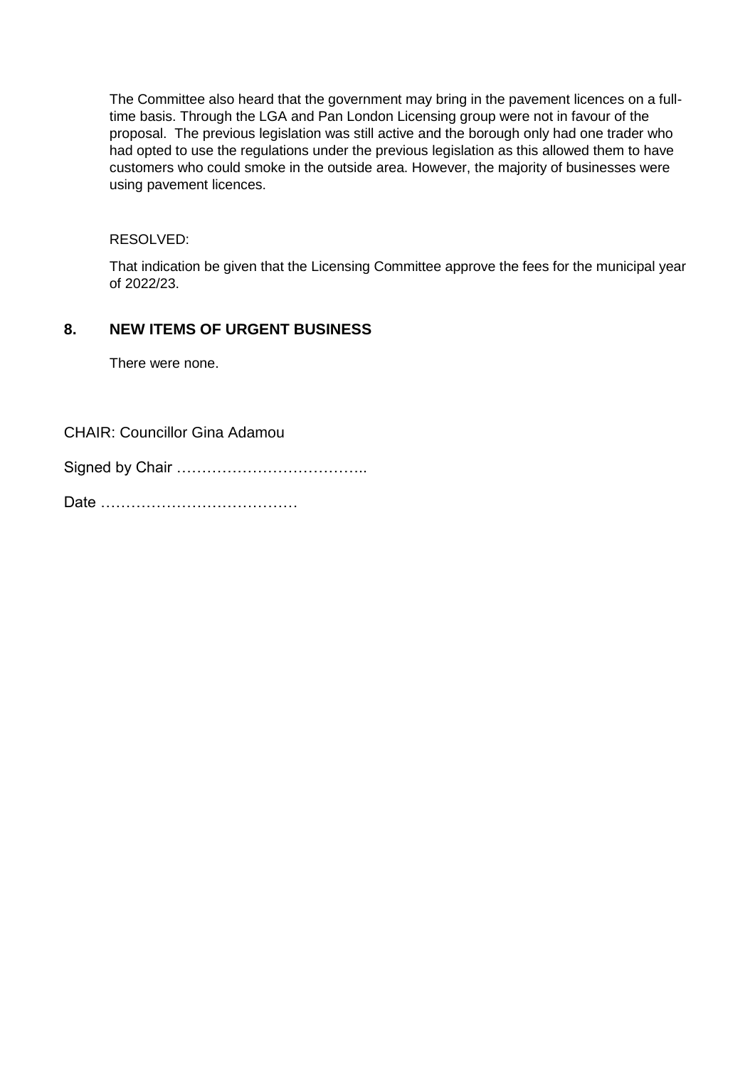The Committee also heard that the government may bring in the pavement licences on a full-time basis. Through the LGA and Pan London Licensing group were not in favour of the proposal. The previous legislation was still active and the borough only had one trader who had opted to use the regulations under the previous legislation as this allowed them to have customers who could smoke in the outside area. However, the majority of businesses were using pavement licences.

RESOLVED:

That indication be given that the Licensing Committee approve the fees for the municipal year of 2022/23.

## 8. NEW ITEMS OF URGENT BUSINESS

There were none.

CHAIR: Councillor Gina Adamou

Signed by Chair ………………………………..

Date …………………………………